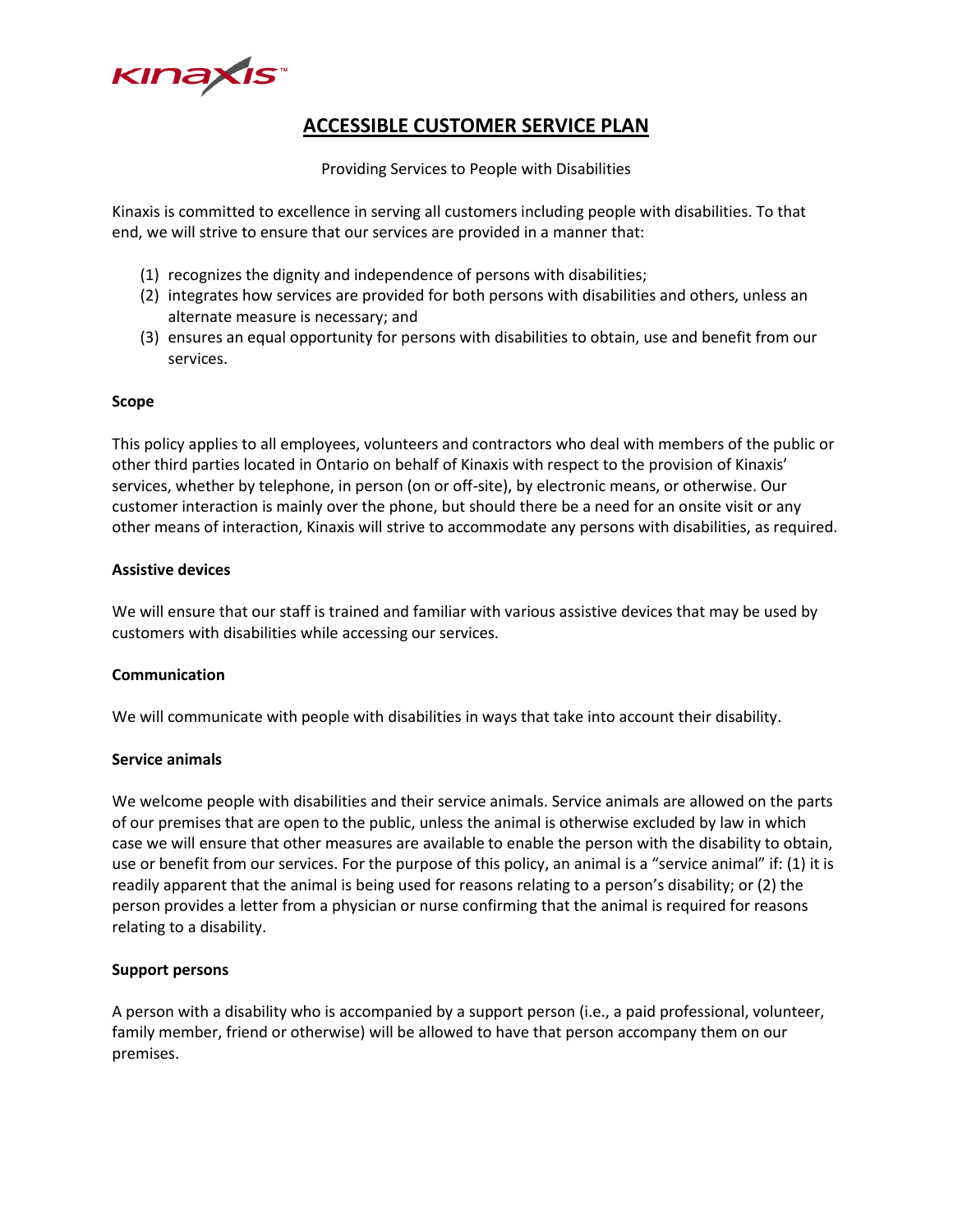# ACCESSIBLE CUSTOMER SERVICE PLAN

Providing Services to People with Disabilities

Kinaxis is committed to excellence in serving all customers including people with disabilities. To that end, we will strive to ensure that our services are provided in a manner that:

(1) recognizes the dignity and independence of persons with disabilities;
(2) integrates how services are provided for both persons with disabilities and others, unless an alternate measure is necessary; and
(3) ensures an equal opportunity for persons with disabilities to obtain, use and benefit from our services.

**Scope**

This policy applies to all employees, volunteers and contractors who deal with members of the public or other third parties located in Ontario on behalf of Kinaxis with respect to the provision of Kinaxis' services, whether by telephone, in person (on or off-site), by electronic means, or otherwise. Our customer interaction is mainly over the phone, but should there be a need for an onsite visit or any other means of interaction, Kinaxis will strive to accommodate any persons with disabilities, as required.

**Assistive devices**

We will ensure that our staff is trained and familiar with various assistive devices that may be used by customers with disabilities while accessing our services.

**Communication**

We will communicate with people with disabilities in ways that take into account their disability.

**Service animals**

We welcome people with disabilities and their service animals. Service animals are allowed on the parts of our premises that are open to the public, unless the animal is otherwise excluded by law in which case we will ensure that other measures are available to enable the person with the disability to obtain, use or benefit from our services. For the purpose of this policy, an animal is a "service animal" if: (1) it is readily apparent that the animal is being used for reasons relating to a person's disability; or (2) the person provides a letter from a physician or nurse confirming that the animal is required for reasons relating to a disability.

**Support persons**

A person with a disability who is accompanied by a support person (i.e., a paid professional, volunteer, family member, friend or otherwise) will be allowed to have that person accompany them on our premises.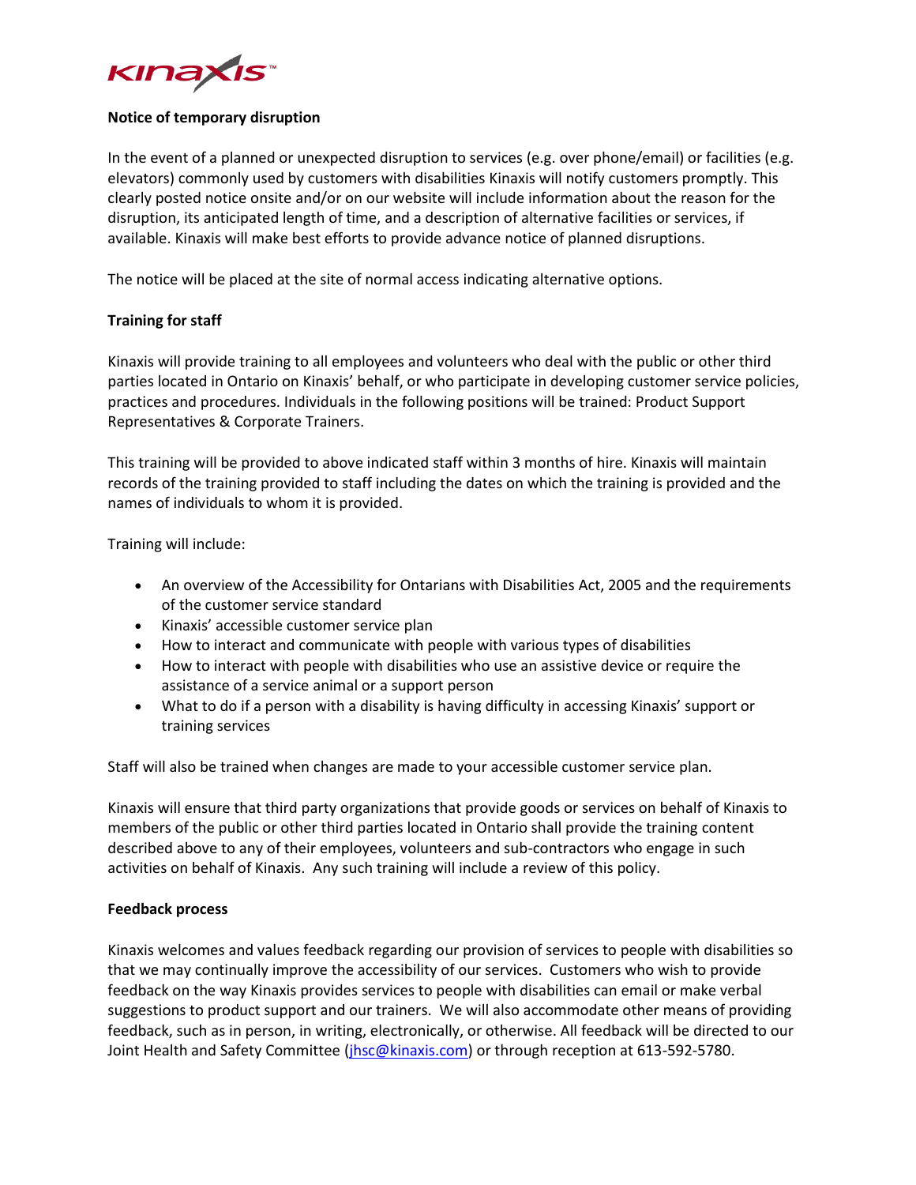**Notice of temporary disruption**

In the event of a planned or unexpected disruption to services (e.g. over phone/email) or facilities (e.g. elevators) commonly used by customers with disabilities Kinaxis will notify customers promptly. This clearly posted notice onsite and/or on our website will include information about the reason for the disruption, its anticipated length of time, and a description of alternative facilities or services, if available. Kinaxis will make best efforts to provide advance notice of planned disruptions.

The notice will be placed at the site of normal access indicating alternative options.

**Training for staff**

Kinaxis will provide training to all employees and volunteers who deal with the public or other third parties located in Ontario on Kinaxis' behalf, or who participate in developing customer service policies, practices and procedures. Individuals in the following positions will be trained: Product Support Representatives & Corporate Trainers.

This training will be provided to above indicated staff within 3 months of hire. Kinaxis will maintain records of the training provided to staff including the dates on which the training is provided and the names of individuals to whom it is provided.

Training will include:

- An overview of the Accessibility for Ontarians with Disabilities Act, 2005 and the requirements of the customer service standard
- Kinaxis' accessible customer service plan
- How to interact and communicate with people with various types of disabilities
- How to interact with people with disabilities who use an assistive device or require the assistance of a service animal or a support person
- What to do if a person with a disability is having difficulty in accessing Kinaxis' support or training services

Staff will also be trained when changes are made to your accessible customer service plan.

Kinaxis will ensure that third party organizations that provide goods or services on behalf of Kinaxis to members of the public or other third parties located in Ontario shall provide the training content described above to any of their employees, volunteers and sub-contractors who engage in such activities on behalf of Kinaxis. Any such training will include a review of this policy.

**Feedback process**

Kinaxis welcomes and values feedback regarding our provision of services to people with disabilities so that we may continually improve the accessibility of our services. Customers who wish to provide feedback on the way Kinaxis provides services to people with disabilities can email or make verbal suggestions to product support and our trainers. We will also accommodate other means of providing feedback, such as in person, in writing, electronically, or otherwise. All feedback will be directed to our Joint Health and Safety Committee (jhsc@kinaxis.com) or through reception at 613-592-5780.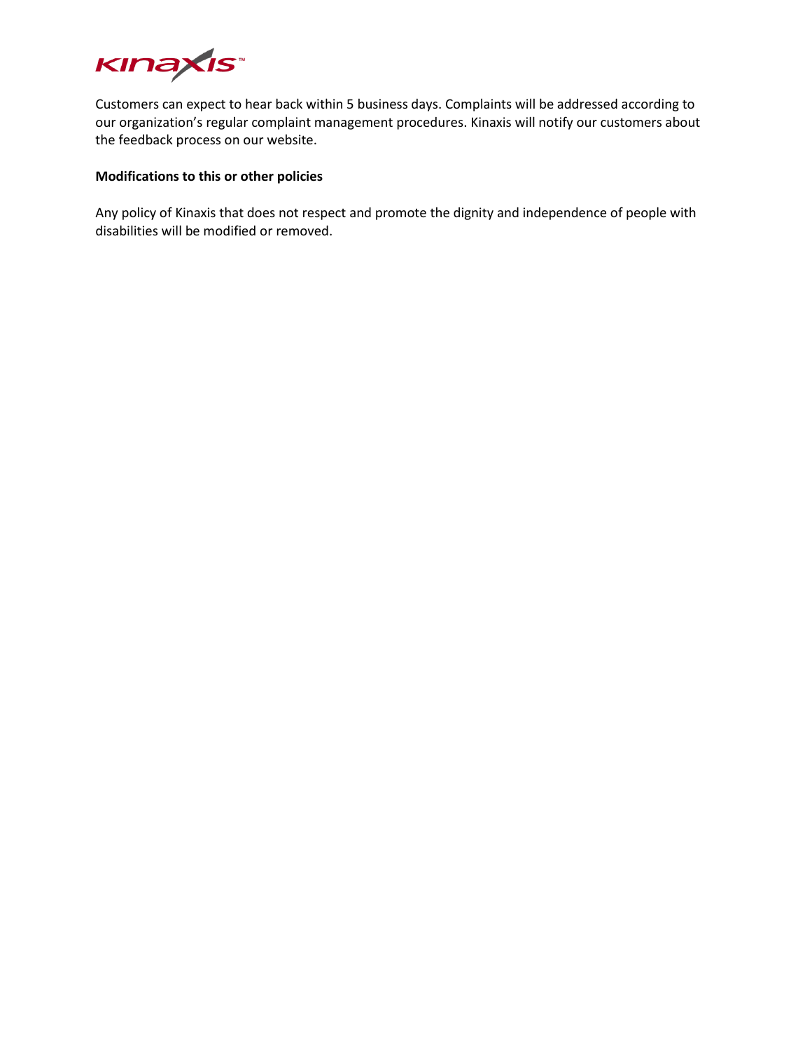Customers can expect to hear back within 5 business days. Complaints will be addressed according to our organization's regular complaint management procedures. Kinaxis will notify our customers about the feedback process on our website.

**Modifications to this or other policies**

Any policy of Kinaxis that does not respect and promote the dignity and independence of people with disabilities will be modified or removed.